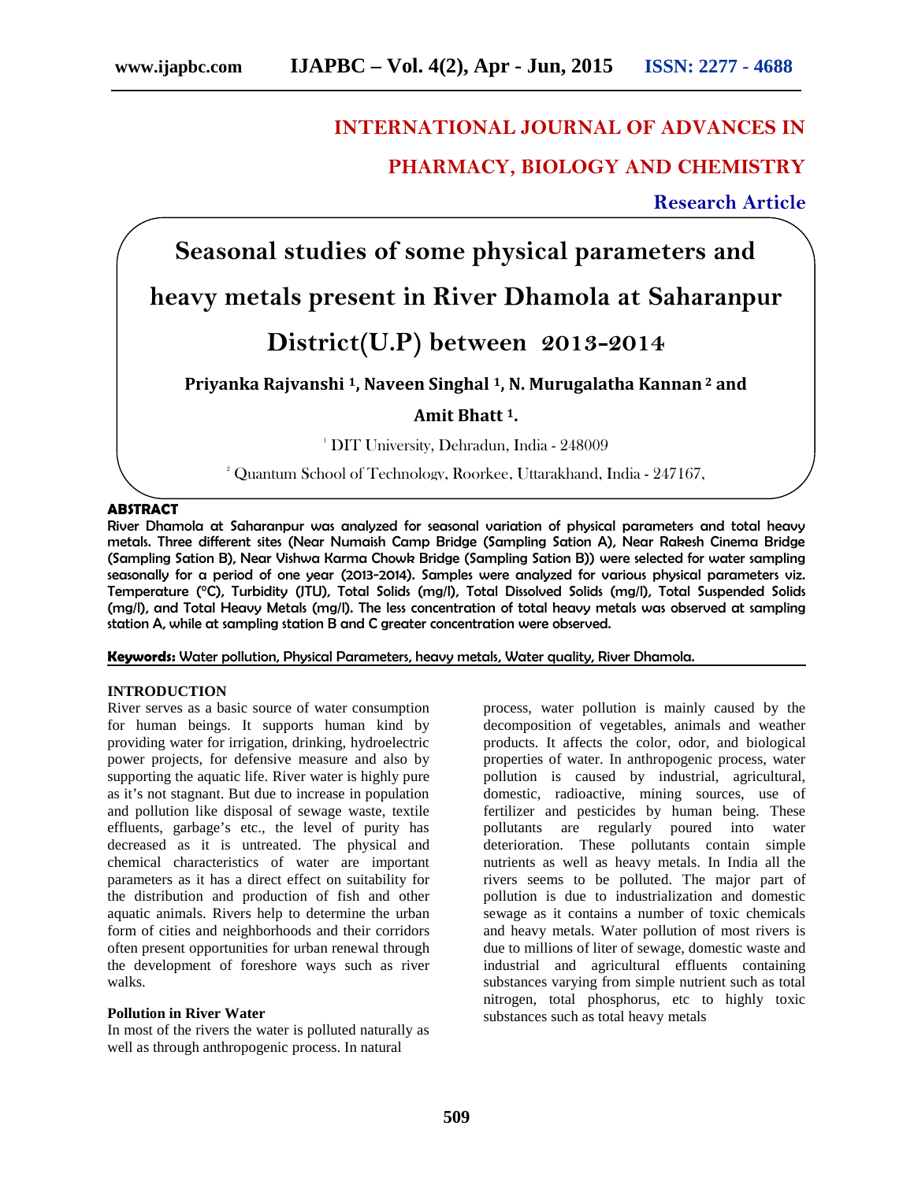# INTERNATIONAL JOURNAL OF ADVANCES IN PHARMACY, BIOLOGY AND CHEMISTRY

**Research Article**

# Seasonal studies of some physical parameters and heavy metals present in River Dhamola at Saharanpur District(U.P) between 2013-2014

**Priyanka Rajvanshi [1], Naveen Singhal [1], N. Murugalatha Kannan [2] and Amit Bhatt [1].**

[1] DIT University, Dehradun, India - 248009

[2] Quantum School of Technology, Roorkee, Uttarakhand, India - 247167,

## ABSTRACT

River Dhamola at Saharanpur was analyzed for seasonal variation of physical parameters and total heavy metals. Three different sites (Near Numaish Camp Bridge (Sampling Sation A), Near Rakesh Cinema Bridge (Sampling Sation B), Near Vishwa Karma Chowk Bridge (Sampling Sation B)) were selected for water sampling seasonally for a period of one year (2013-2014). Samples were analyzed for various physical parameters viz. Temperature (°C), Turbidity (JTU), Total Solids (mg/l), Total Dissolved Solids (mg/l), Total Suspended Solids (mg/l), and Total Heavy Metals (mg/l). The less concentration of total heavy metals was observed at sampling station A, while at sampling station B and C greater concentration were observed.

**Keywords:** Water pollution, Physical Parameters, heavy metals, Water quality, River Dhamola.

## INTRODUCTION

River serves as a basic source of water consumption for human beings. It supports human kind by providing water for irrigation, drinking, hydroelectric power projects, for defensive measure and also by supporting the aquatic life. River water is highly pure as it's not stagnant. But due to increase in population and pollution like disposal of sewage waste, textile effluents, garbage's etc., the level of purity has decreased as it is untreated. The physical and chemical characteristics of water are important parameters as it has a direct effect on suitability for the distribution and production of fish and other aquatic animals. Rivers help to determine the urban form of cities and neighborhoods and their corridors often present opportunities for urban renewal through the development of foreshore ways such as river walks.

### Pollution in River Water

In most of the rivers the water is polluted naturally as well as through anthropogenic process. In natural process, water pollution is mainly caused by the decomposition of vegetables, animals and weather products. It affects the color, odor, and biological properties of water. In anthropogenic process, water pollution is caused by industrial, agricultural, domestic, radioactive, mining sources, use of fertilizer and pesticides by human being. These pollutants are regularly poured into water deterioration. These pollutants contain simple nutrients as well as heavy metals. In India all the rivers seems to be polluted. The major part of pollution is due to industrialization and domestic sewage as it contains a number of toxic chemicals and heavy metals. Water pollution of most rivers is due to millions of liter of sewage, domestic waste and industrial and agricultural effluents containing substances varying from simple nutrient such as total nitrogen, total phosphorus, etc to highly toxic substances such as total heavy metals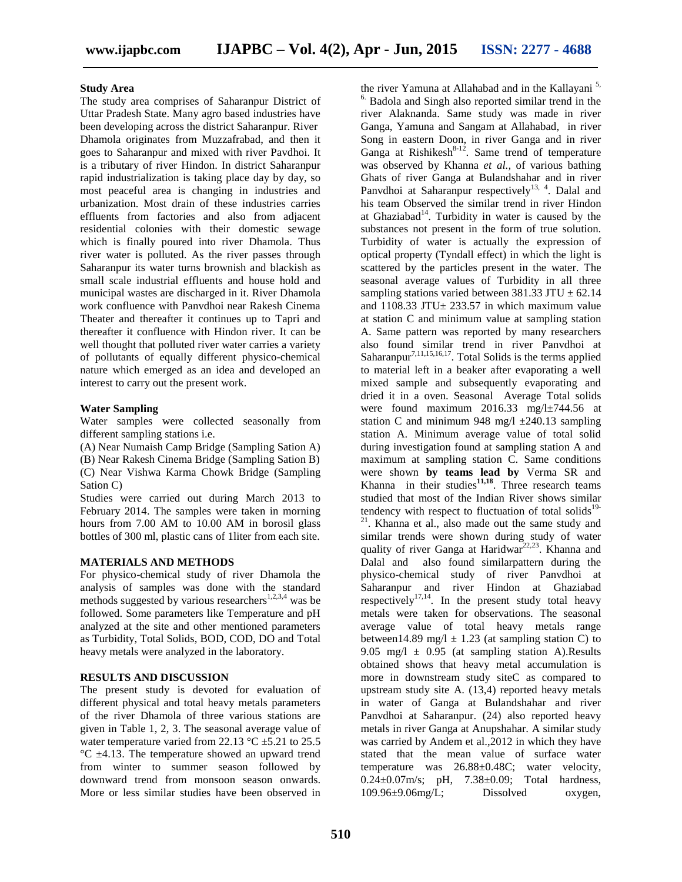**Study Area**

The study area comprises of Saharanpur District of Uttar Pradesh State. Many agro based industries have been developing across the district Saharanpur. River Dhamola originates from Muzzafrabad, and then it goes to Saharanpur and mixed with river Pavdhoi. It is a tributary of river Hindon. In district Saharanpur rapid industrialization is taking place day by day, so most peaceful area is changing in industries and urbanization. Most drain of these industries carries effluents from factories and also from adjacent residential colonies with their domestic sewage which is finally poured into river Dhamola. Thus river water is polluted. As the river passes through Saharanpur its water turns brownish and blackish as small scale industrial effluents and house hold and municipal wastes are discharged in it. River Dhamola work confluence with Panvdhoi near Rakesh Cinema Theater and thereafter it continues up to Tapri and thereafter it confluence with Hindon river. It can be well thought that polluted river water carries a variety of pollutants of equally different physico-chemical nature which emerged as an idea and developed an interest to carry out the present work.

**Water Sampling**

Water samples were collected seasonally from different sampling stations i.e.

(A) Near Numaish Camp Bridge (Sampling Sation A)
(B) Near Rakesh Cinema Bridge (Sampling Sation B)
(C) Near Vishwa Karma Chowk Bridge (Sampling Sation C)

Studies were carried out during March 2013 to February 2014. The samples were taken in morning hours from 7.00 AM to 10.00 AM in borosil glass bottles of 300 ml, plastic cans of 1liter from each site.

**MATERIALS AND METHODS**

For physico-chemical study of river Dhamola the analysis of samples was done with the standard methods suggested by various researchers[1,2,3,4] was be followed. Some parameters like Temperature and pH analyzed at the site and other mentioned parameters as Turbidity, Total Solids, BOD, COD, DO and Total heavy metals were analyzed in the laboratory.

**RESULTS AND DISCUSSION**

The present study is devoted for evaluation of different physical and total heavy metals parameters of the river Dhamola of three various stations are given in Table 1, 2, 3. The seasonal average value of water temperature varied from 22.13 °C ±5.21 to 25.5 °C ±4.13. The temperature showed an upward trend from winter to summer season followed by downward trend from monsoon season onwards. More or less similar studies have been observed in the river Yamuna at Allahabad and in the Kallayani [5, 6]. Badola and Singh also reported similar trend in the river Alaknanda. Same study was made in river Ganga, Yamuna and Sangam at Allahabad, in river Song in eastern Doon, in river Ganga and in river Ganga at Rishikesh[8-12]. Same trend of temperature was observed by Khanna *et al.,* of various bathing Ghats of river Ganga at Bulandshahar and in river Panvdhoi at Saharanpur respectively[13, 4]. Dalal and his team Observed the similar trend in river Hindon at Ghaziabad[14]. Turbidity in water is caused by the substances not present in the form of true solution. Turbidity of water is actually the expression of optical property (Tyndall effect) in which the light is scattered by the particles present in the water. The seasonal average values of Turbidity in all three sampling stations varied between 381.33 JTU ± 62.14 and 1108.33 JTU± 233.57 in which maximum value at station C and minimum value at sampling station A. Same pattern was reported by many researchers also found similar trend in river Panvdhoi at Saharanpur[7,11,15,16,17]. Total Solids is the terms applied to material left in a beaker after evaporating a well mixed sample and subsequently evaporating and dried it in a oven. Seasonal Average Total solids were found maximum 2016.33 mg/l±744.56 at station C and minimum 948 mg/l ±240.13 sampling station A. Minimum average value of total solid during investigation found at sampling station A and maximum at sampling station C. Same conditions were shown **by teams lead by** Verma SR and Khanna in their studies**[11,18]**. Three research teams studied that most of the Indian River shows similar tendency with respect to fluctuation of total solids[19-21]. Khanna et al., also made out the same study and similar trends were shown during study of water quality of river Ganga at Haridwar[22,23]. Khanna and Dalal and also found similarpattern during the physico-chemical study of river Panvdhoi at Saharanpur and river Hindon at Ghaziabad respectively[17,14]. In the present study total heavy metals were taken for observations. The seasonal average value of total heavy metals range between14.89 mg/l ± 1.23 (at sampling station C) to 9.05 mg/l ± 0.95 (at sampling station A).Results obtained shows that heavy metal accumulation is more in downstream study siteC as compared to upstream study site A. (13,4) reported heavy metals in water of Ganga at Bulandshahar and river Panvdhoi at Saharanpur. (24) also reported heavy metals in river Ganga at Anupshahar. A similar study was carried by Andem et al.,2012 in which they have stated that the mean value of surface water temperature was 26.88±0.48C; water velocity, 0.24±0.07m/s; pH, 7.38±0.09; Total hardness, 109.96±9.06mg/L; Dissolved oxygen,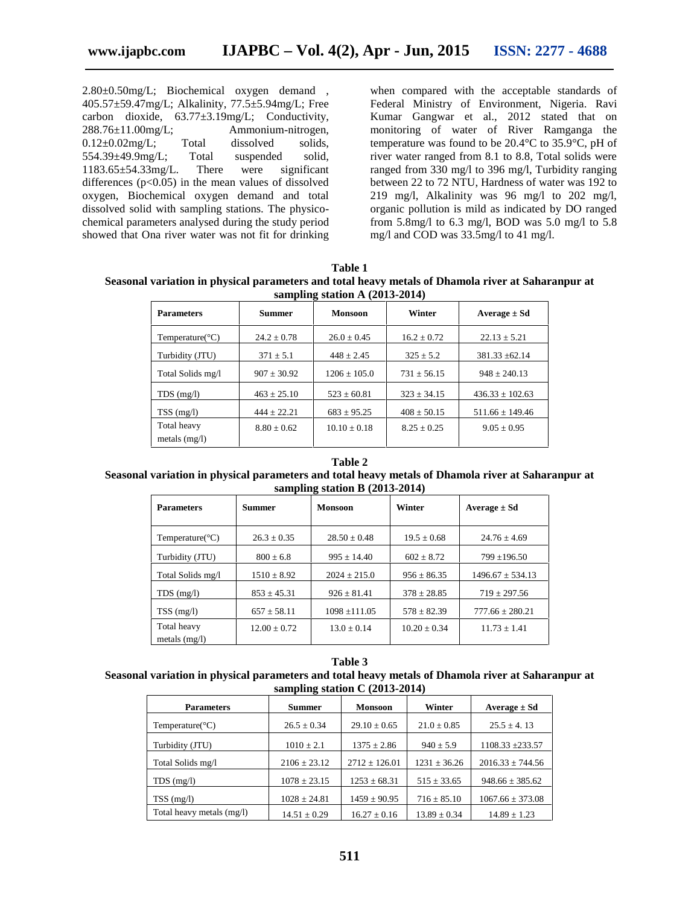2.80±0.50mg/L; Biochemical oxygen demand , 405.57±59.47mg/L; Alkalinity, 77.5±5.94mg/L; Free carbon dioxide, 63.77±3.19mg/L; Conductivity, 288.76±11.00mg/L; Ammonium-nitrogen, 0.12±0.02mg/L; Total dissolved solids, 554.39±49.9mg/L; Total suspended solid, 1183.65±54.33mg/L. There were significant differences ($p<0.05$) in the mean values of dissolved oxygen, Biochemical oxygen demand and total dissolved solid with sampling stations. The physico-chemical parameters analysed during the study period showed that Ona river water was not fit for drinking when compared with the acceptable standards of Federal Ministry of Environment, Nigeria. Ravi Kumar Gangwar et al., 2012 stated that on monitoring of water of River Ramganga the temperature was found to be 20.4°C to 35.9°C, pH of river water ranged from 8.1 to 8.8, Total solids were ranged from 330 mg/l to 396 mg/l, Turbidity ranging between 22 to 72 NTU, Hardness of water was 192 to 219 mg/l, Alkalinity was 96 mg/l to 202 mg/l, organic pollution is mild as indicated by DO ranged from 5.8mg/l to 6.3 mg/l, BOD was 5.0 mg/l to 5.8 mg/l and COD was 33.5mg/l to 41 mg/l.

**Table 1**
**Seasonal variation in physical parameters and total heavy metals of Dhamola river at Saharanpur at sampling station A (2013-2014)**

| Parameters | Summer | Monsoon | Winter | Average ± Sd |
|---|---|---|---|---|
| Temperature(°C) | 24.2 ± 0.78 | 26.0 ± 0.45 | 16.2 ± 0.72 | 22.13 ± 5.21 |
| Turbidity (JTU) | 371 ± 5.1 | 448 ± 2.45 | 325 ± 5.2 | 381.33 ±62.14 |
| Total Solids mg/l | 907 ± 30.92 | 1206 ± 105.0 | 731 ± 56.15 | 948 ± 240.13 |
| TDS (mg/l) | 463 ± 25.10 | 523 ± 60.81 | 323 ± 34.15 | 436.33 ± 102.63 |
| TSS (mg/l) | 444 ± 22.21 | 683 ± 95.25 | 408 ± 50.15 | 511.66 ± 149.46 |
| Total heavy metals (mg/l) | 8.80 ± 0.62 | 10.10 ± 0.18 | 8.25 ± 0.25 | 9.05 ± 0.95 |

**Table 2**
**Seasonal variation in physical parameters and total heavy metals of Dhamola river at Saharanpur at sampling station B (2013-2014)**

| Parameters | Summer | Monsoon | Winter | Average ± Sd |
|---|---|---|---|---|
| Temperature(°C) | 26.3 ± 0.35 | 28.50 ± 0.48 | 19.5 ± 0.68 | 24.76 ± 4.69 |
| Turbidity (JTU) | 800 ± 6.8 | 995 ± 14.40 | 602 ± 8.72 | 799 ±196.50 |
| Total Solids mg/l | 1510 ± 8.92 | 2024 ± 215.0 | 956 ± 86.35 | 1496.67 ± 534.13 |
| TDS (mg/l) | 853 ± 45.31 | 926 ± 81.41 | 378 ± 28.85 | 719 ± 297.56 |
| TSS (mg/l) | 657 ± 58.11 | 1098 ±111.05 | 578 ± 82.39 | 777.66 ± 280.21 |
| Total heavy metals (mg/l) | 12.00 ± 0.72 | 13.0 ± 0.14 | 10.20 ± 0.34 | 11.73 ± 1.41 |

**Table 3**
**Seasonal variation in physical parameters and total heavy metals of Dhamola river at Saharanpur at sampling station C (2013-2014)**

| Parameters | Summer | Monsoon | Winter | Average ± Sd |
|---|---|---|---|---|
| Temperature(°C) | 26.5 ± 0.34 | 29.10 ± 0.65 | 21.0 ± 0.85 | 25.5 ± 4. 13 |
| Turbidity (JTU) | 1010 ± 2.1 | 1375 ± 2.86 | 940 ± 5.9 | 1108.33 ±233.57 |
| Total Solids mg/l | 2106 ± 23.12 | 2712 ± 126.01 | 1231 ± 36.26 | 2016.33 ± 744.56 |
| TDS (mg/l) | 1078 ± 23.15 | 1253 ± 68.31 | 515 ± 33.65 | 948.66 ± 385.62 |
| TSS (mg/l) | 1028 ± 24.81 | 1459 ± 90.95 | 716 ± 85.10 | 1067.66 ± 373.08 |
| Total heavy metals (mg/l) | 14.51 ± 0.29 | 16.27 ± 0.16 | 13.89 ± 0.34 | 14.89 ± 1.23 |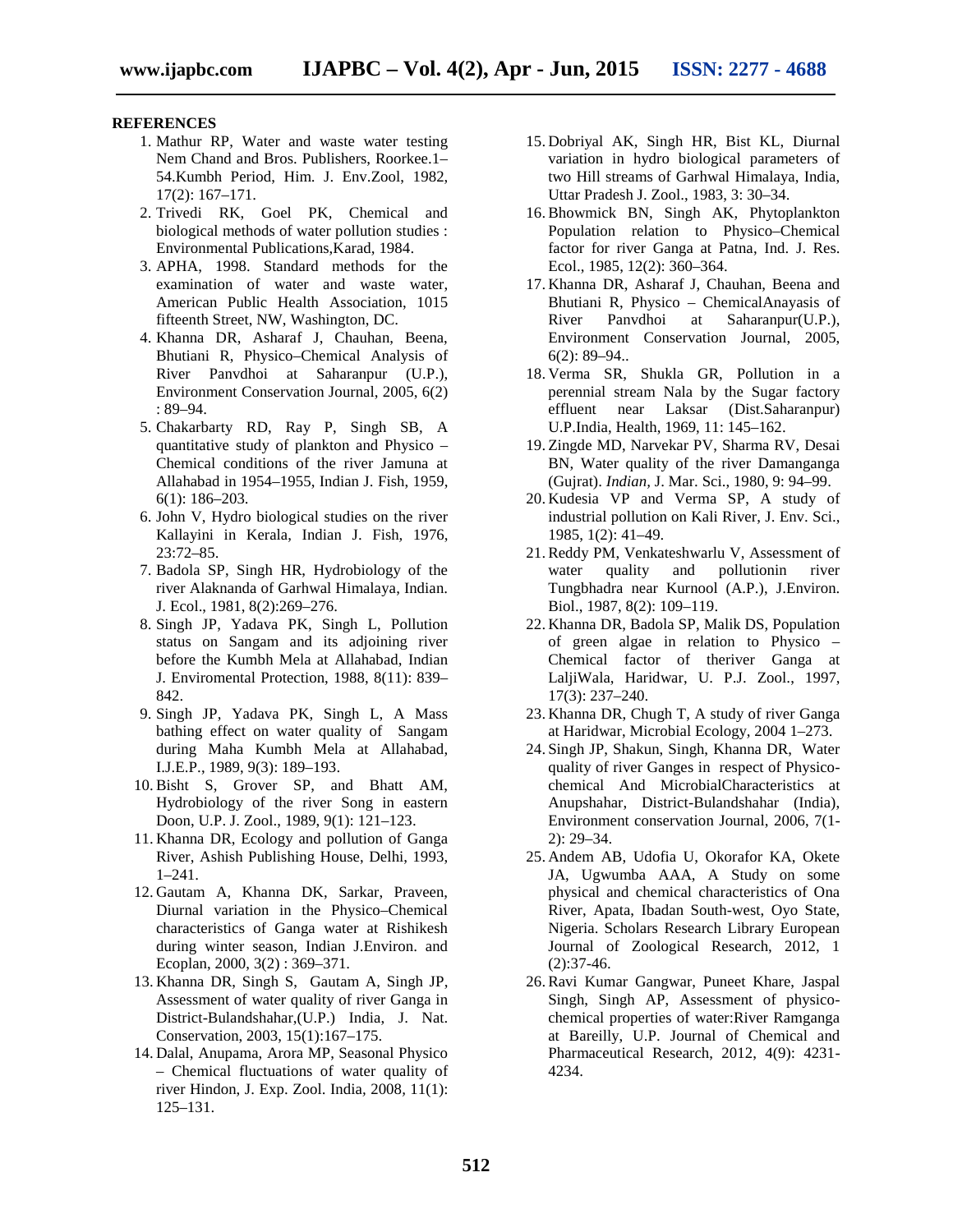**REFERENCES**

1. Mathur RP, Water and waste water testing Nem Chand and Bros. Publishers, Roorkee.1–54.Kumbh Period, Him. J. Env.Zool, 1982, 17(2): 167–171.
2. Trivedi RK, Goel PK, Chemical and biological methods of water pollution studies : Environmental Publications,Karad, 1984.
3. APHA, 1998. Standard methods for the examination of water and waste water, American Public Health Association, 1015 fifteenth Street, NW, Washington, DC.
4. Khanna DR, Asharaf J, Chauhan, Beena, Bhutiani R, Physico–Chemical Analysis of River Panvdhoi at Saharanpur (U.P.), Environment Conservation Journal, 2005, 6(2) : 89–94.
5. Chakarbarty RD, Ray P, Singh SB, A quantitative study of plankton and Physico – Chemical conditions of the river Jamuna at Allahabad in 1954–1955, Indian J. Fish, 1959, 6(1): 186–203.
6. John V, Hydro biological studies on the river Kallayini in Kerala, Indian J. Fish, 1976, 23:72–85.
7. Badola SP, Singh HR, Hydrobiology of the river Alaknanda of Garhwal Himalaya, Indian. J. Ecol., 1981, 8(2):269–276.
8. Singh JP, Yadava PK, Singh L, Pollution status on Sangam and its adjoining river before the Kumbh Mela at Allahabad, Indian J. Enviromental Protection, 1988, 8(11): 839–842.
9. Singh JP, Yadava PK, Singh L, A Mass bathing effect on water quality of Sangam during Maha Kumbh Mela at Allahabad, I.J.E.P., 1989, 9(3): 189–193.
10. Bisht S, Grover SP, and Bhatt AM, Hydrobiology of the river Song in eastern Doon, U.P. J. Zool., 1989, 9(1): 121–123.
11. Khanna DR, Ecology and pollution of Ganga River, Ashish Publishing House, Delhi, 1993, 1–241.
12. Gautam A, Khanna DK, Sarkar, Praveen, Diurnal variation in the Physico–Chemical characteristics of Ganga water at Rishikesh during winter season, Indian J.Environ. and Ecoplan, 2000, 3(2) : 369–371.
13. Khanna DR, Singh S, Gautam A, Singh JP, Assessment of water quality of river Ganga in District-Bulandshahar,(U.P.) India, J. Nat. Conservation, 2003, 15(1):167–175.
14. Dalal, Anupama, Arora MP, Seasonal Physico – Chemical fluctuations of water quality of river Hindon, J. Exp. Zool. India, 2008, 11(1): 125–131.
15. Dobriyal AK, Singh HR, Bist KL, Diurnal variation in hydro biological parameters of two Hill streams of Garhwal Himalaya, India, Uttar Pradesh J. Zool., 1983, 3: 30–34.
16. Bhowmick BN, Singh AK, Phytoplankton Population relation to Physico–Chemical factor for river Ganga at Patna, Ind. J. Res. Ecol., 1985, 12(2): 360–364.
17. Khanna DR, Asharaf J, Chauhan, Beena and Bhutiani R, Physico – ChemicalAnayasis of River Panvdhoi at Saharanpur(U.P.), Environment Conservation Journal, 2005, 6(2): 89–94..
18. Verma SR, Shukla GR, Pollution in a perennial stream Nala by the Sugar factory effluent near Laksar (Dist.Saharanpur) U.P.India, Health, 1969, 11: 145–162.
19. Zingde MD, Narvekar PV, Sharma RV, Desai BN, Water quality of the river Damanganga (Gujrat). *Indian,* J. Mar. Sci., 1980, 9: 94–99.
20. Kudesia VP and Verma SP, A study of industrial pollution on Kali River, J. Env. Sci., 1985, 1(2): 41–49.
21. Reddy PM, Venkateshwarlu V, Assessment of water quality and pollutionin river Tungbhadra near Kurnool (A.P.), J.Environ. Biol., 1987, 8(2): 109–119.
22. Khanna DR, Badola SP, Malik DS, Population of green algae in relation to Physico – Chemical factor of theriver Ganga at LaljiWala, Haridwar, U. P.J. Zool., 1997, 17(3): 237–240.
23. Khanna DR, Chugh T, A study of river Ganga at Haridwar, Microbial Ecology, 2004 1–273.
24. Singh JP, Shakun, Singh, Khanna DR, Water quality of river Ganges in respect of Physico-chemical And MicrobialCharacteristics at Anupshahar, District-Bulandshahar (India), Environment conservation Journal, 2006, 7(1-2): 29–34.
25. Andem AB, Udofia U, Okorafor KA, Okete JA, Ugwumba AAA, A Study on some physical and chemical characteristics of Ona River, Apata, Ibadan South-west, Oyo State, Nigeria. Scholars Research Library European Journal of Zoological Research, 2012, 1 (2):37-46.
26. Ravi Kumar Gangwar, Puneet Khare, Jaspal Singh, Singh AP, Assessment of physico-chemical properties of water:River Ramganga at Bareilly, U.P. Journal of Chemical and Pharmaceutical Research, 2012, 4(9): 4231-4234.